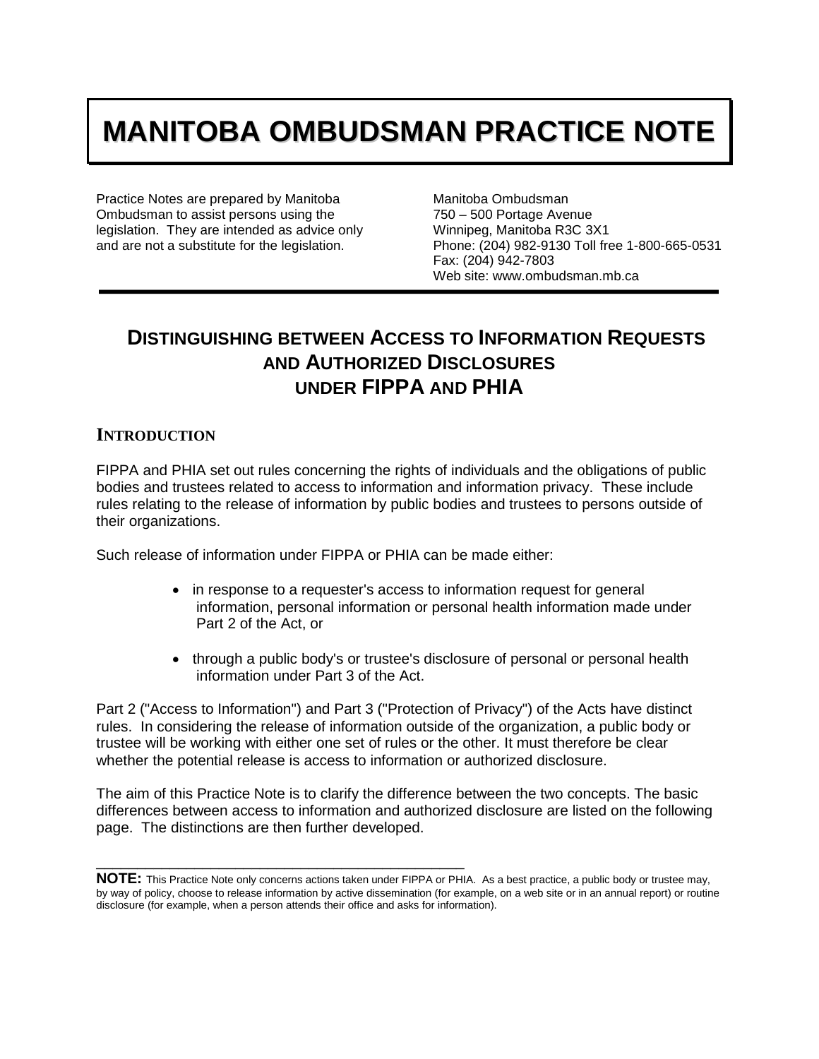# MANITOBA OMBUDSMAN PRACTICE NOTE

Practice Notes are prepared by Manitoba Ombudsman to assist persons using the legislation. They are intended as advice only and are not a substitute for the legislation.

Manitoba Ombudsman
750 – 500 Portage Avenue
Winnipeg, Manitoba R3C 3X1
Phone: (204) 982-9130 Toll free 1-800-665-0531
Fax: (204) 942-7803
Web site: www.ombudsman.mb.ca

## DISTINGUISHING BETWEEN ACCESS TO INFORMATION REQUESTS AND AUTHORIZED DISCLOSURES UNDER FIPPA AND PHIA

### INTRODUCTION

FIPPA and PHIA set out rules concerning the rights of individuals and the obligations of public bodies and trustees related to access to information and information privacy. These include rules relating to the release of information by public bodies and trustees to persons outside of their organizations.

Such release of information under FIPPA or PHIA can be made either:

- in response to a requester's access to information request for general information, personal information or personal health information made under Part 2 of the Act, or
- through a public body's or trustee's disclosure of personal or personal health information under Part 3 of the Act.

Part 2 ("Access to Information") and Part 3 ("Protection of Privacy") of the Acts have distinct rules. In considering the release of information outside of the organization, a public body or trustee will be working with either one set of rules or the other. It must therefore be clear whether the potential release is access to information or authorized disclosure.

The aim of this Practice Note is to clarify the difference between the two concepts. The basic differences between access to information and authorized disclosure are listed on the following page. The distinctions are then further developed.

---

**NOTE:** This Practice Note only concerns actions taken under FIPPA or PHIA. As a best practice, a public body or trustee may, by way of policy, choose to release information by active dissemination (for example, on a web site or in an annual report) or routine disclosure (for example, when a person attends their office and asks for information).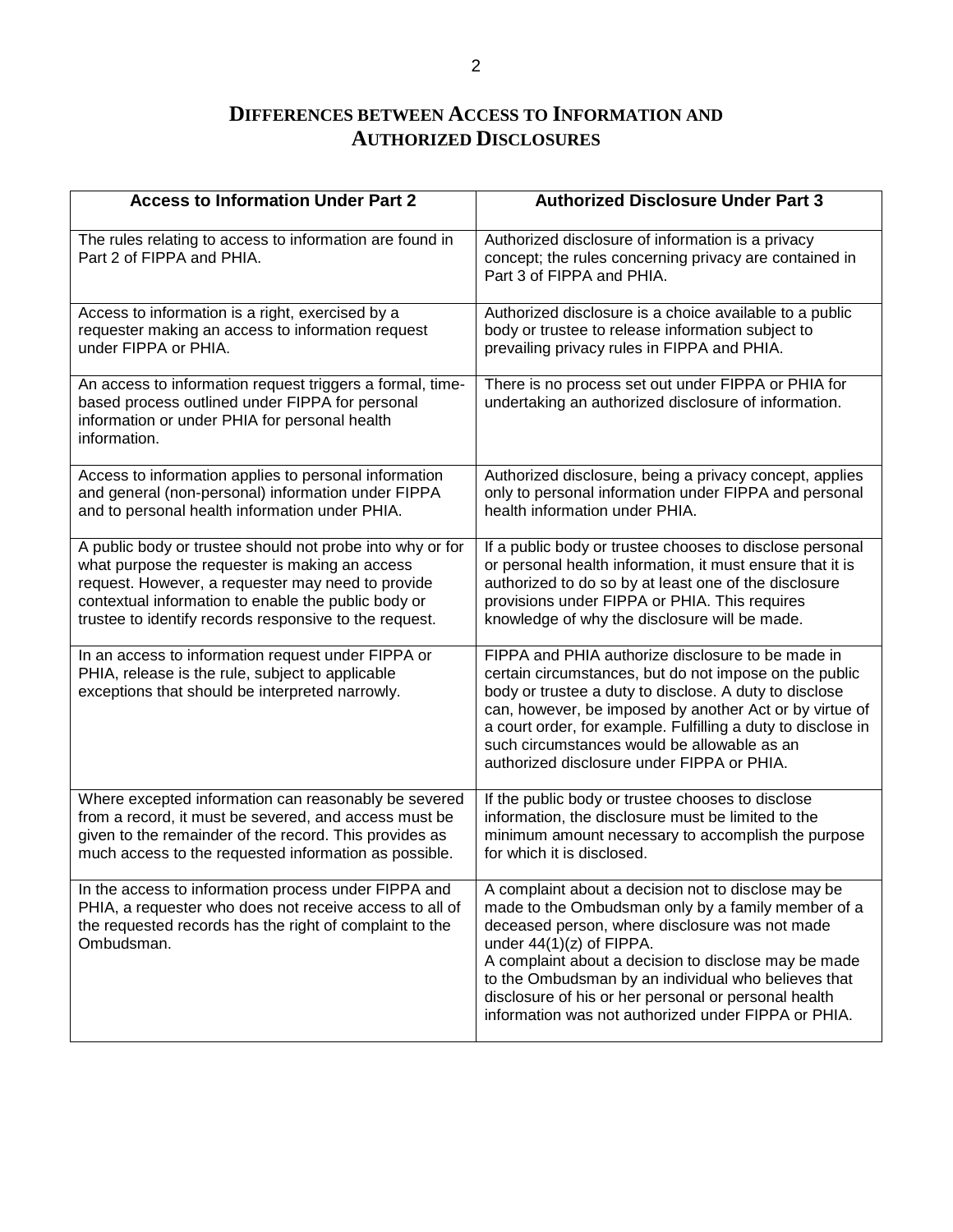## DIFFERENCES BETWEEN ACCESS TO INFORMATION AND AUTHORIZED DISCLOSURES

| Access to Information Under Part 2 | Authorized Disclosure Under Part 3 |
|---|---|
| The rules relating to access to information are found in Part 2 of FIPPA and PHIA. | Authorized disclosure of information is a privacy concept; the rules concerning privacy are contained in Part 3 of FIPPA and PHIA. |
| Access to information is a right, exercised by a requester making an access to information request under FIPPA or PHIA. | Authorized disclosure is a choice available to a public body or trustee to release information subject to prevailing privacy rules in FIPPA and PHIA. |
| An access to information request triggers a formal, time-based process outlined under FIPPA for personal information or under PHIA for personal health information. | There is no process set out under FIPPA or PHIA for undertaking an authorized disclosure of information. |
| Access to information applies to personal information and general (non-personal) information under FIPPA and to personal health information under PHIA. | Authorized disclosure, being a privacy concept, applies only to personal information under FIPPA and personal health information under PHIA. |
| A public body or trustee should not probe into why or for what purpose the requester is making an access request. However, a requester may need to provide contextual information to enable the public body or trustee to identify records responsive to the request. | If a public body or trustee chooses to disclose personal or personal health information, it must ensure that it is authorized to do so by at least one of the disclosure provisions under FIPPA or PHIA. This requires knowledge of why the disclosure will be made. |
| In an access to information request under FIPPA or PHIA, release is the rule, subject to applicable exceptions that should be interpreted narrowly. | FIPPA and PHIA authorize disclosure to be made in certain circumstances, but do not impose on the public body or trustee a duty to disclose. A duty to disclose can, however, be imposed by another Act or by virtue of a court order, for example. Fulfilling a duty to disclose in such circumstances would be allowable as an authorized disclosure under FIPPA or PHIA. |
| Where excepted information can reasonably be severed from a record, it must be severed, and access must be given to the remainder of the record. This provides as much access to the requested information as possible. | If the public body or trustee chooses to disclose information, the disclosure must be limited to the minimum amount necessary to accomplish the purpose for which it is disclosed. |
| In the access to information process under FIPPA and PHIA, a requester who does not receive access to all of the requested records has the right of complaint to the Ombudsman. | A complaint about a decision not to disclose may be made to the Ombudsman only by a family member of a deceased person, where disclosure was not made under 44(1)(z) of FIPPA. A complaint about a decision to disclose may be made to the Ombudsman by an individual who believes that disclosure of his or her personal or personal health information was not authorized under FIPPA or PHIA. |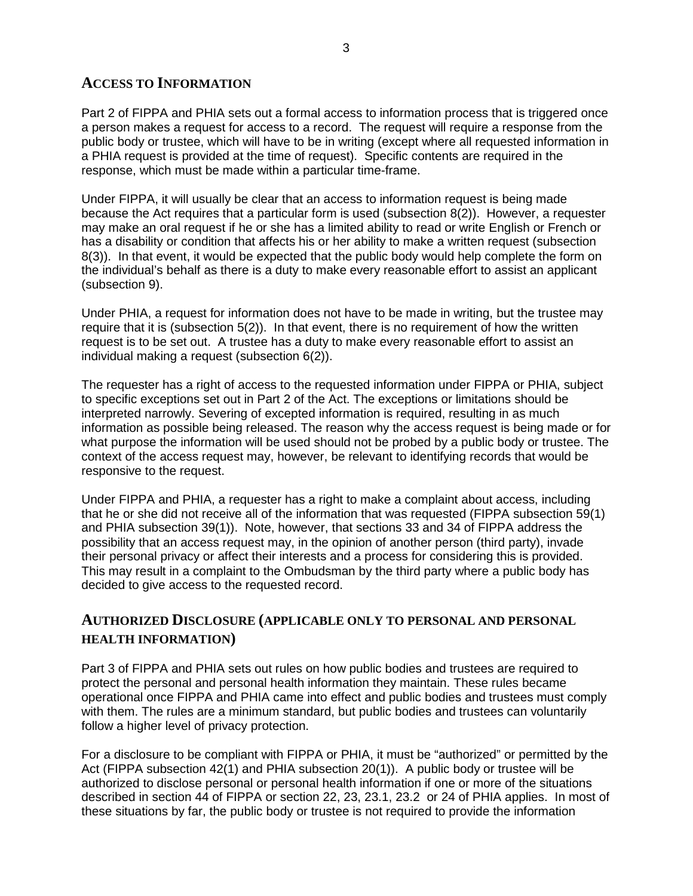## ACCESS TO INFORMATION

Part 2 of FIPPA and PHIA sets out a formal access to information process that is triggered once a person makes a request for access to a record. The request will require a response from the public body or trustee, which will have to be in writing (except where all requested information in a PHIA request is provided at the time of request). Specific contents are required in the response, which must be made within a particular time-frame.

Under FIPPA, it will usually be clear that an access to information request is being made because the Act requires that a particular form is used (subsection 8(2)). However, a requester may make an oral request if he or she has a limited ability to read or write English or French or has a disability or condition that affects his or her ability to make a written request (subsection 8(3)). In that event, it would be expected that the public body would help complete the form on the individual's behalf as there is a duty to make every reasonable effort to assist an applicant (subsection 9).

Under PHIA, a request for information does not have to be made in writing, but the trustee may require that it is (subsection 5(2)). In that event, there is no requirement of how the written request is to be set out. A trustee has a duty to make every reasonable effort to assist an individual making a request (subsection 6(2)).

The requester has a right of access to the requested information under FIPPA or PHIA, subject to specific exceptions set out in Part 2 of the Act. The exceptions or limitations should be interpreted narrowly. Severing of excepted information is required, resulting in as much information as possible being released. The reason why the access request is being made or for what purpose the information will be used should not be probed by a public body or trustee. The context of the access request may, however, be relevant to identifying records that would be responsive to the request.

Under FIPPA and PHIA, a requester has a right to make a complaint about access, including that he or she did not receive all of the information that was requested (FIPPA subsection 59(1) and PHIA subsection 39(1)). Note, however, that sections 33 and 34 of FIPPA address the possibility that an access request may, in the opinion of another person (third party), invade their personal privacy or affect their interests and a process for considering this is provided. This may result in a complaint to the Ombudsman by the third party where a public body has decided to give access to the requested record.

## AUTHORIZED DISCLOSURE (APPLICABLE ONLY TO PERSONAL AND PERSONAL HEALTH INFORMATION)

Part 3 of FIPPA and PHIA sets out rules on how public bodies and trustees are required to protect the personal and personal health information they maintain. These rules became operational once FIPPA and PHIA came into effect and public bodies and trustees must comply with them. The rules are a minimum standard, but public bodies and trustees can voluntarily follow a higher level of privacy protection.

For a disclosure to be compliant with FIPPA or PHIA, it must be "authorized" or permitted by the Act (FIPPA subsection 42(1) and PHIA subsection 20(1)). A public body or trustee will be authorized to disclose personal or personal health information if one or more of the situations described in section 44 of FIPPA or section 22, 23, 23.1, 23.2 or 24 of PHIA applies. In most of these situations by far, the public body or trustee is not required to provide the information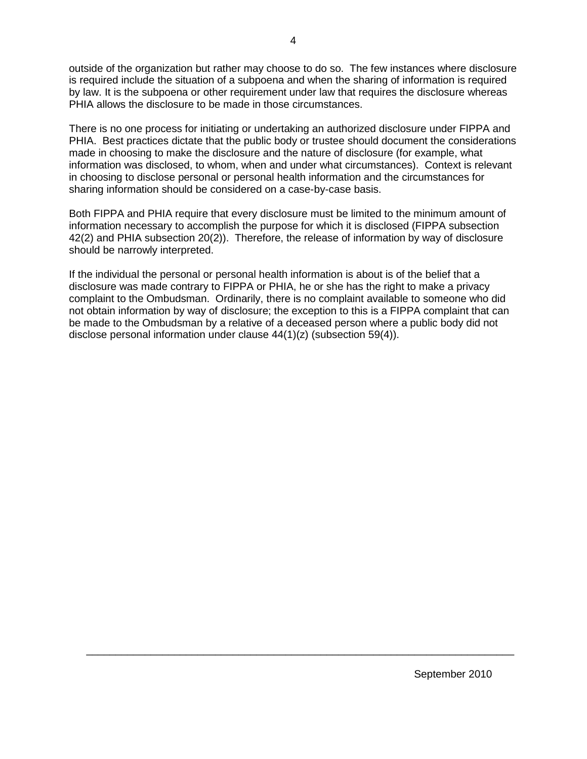outside of the organization but rather may choose to do so. The few instances where disclosure is required include the situation of a subpoena and when the sharing of information is required by law. It is the subpoena or other requirement under law that requires the disclosure whereas PHIA allows the disclosure to be made in those circumstances.

There is no one process for initiating or undertaking an authorized disclosure under FIPPA and PHIA. Best practices dictate that the public body or trustee should document the considerations made in choosing to make the disclosure and the nature of disclosure (for example, what information was disclosed, to whom, when and under what circumstances). Context is relevant in choosing to disclose personal or personal health information and the circumstances for sharing information should be considered on a case-by-case basis.

Both FIPPA and PHIA require that every disclosure must be limited to the minimum amount of information necessary to accomplish the purpose for which it is disclosed (FIPPA subsection 42(2) and PHIA subsection 20(2)). Therefore, the release of information by way of disclosure should be narrowly interpreted.

If the individual the personal or personal health information is about is of the belief that a disclosure was made contrary to FIPPA or PHIA, he or she has the right to make a privacy complaint to the Ombudsman. Ordinarily, there is no complaint available to someone who did not obtain information by way of disclosure; the exception to this is a FIPPA complaint that can be made to the Ombudsman by a relative of a deceased person where a public body did not disclose personal information under clause 44(1)(z) (subsection 59(4)).